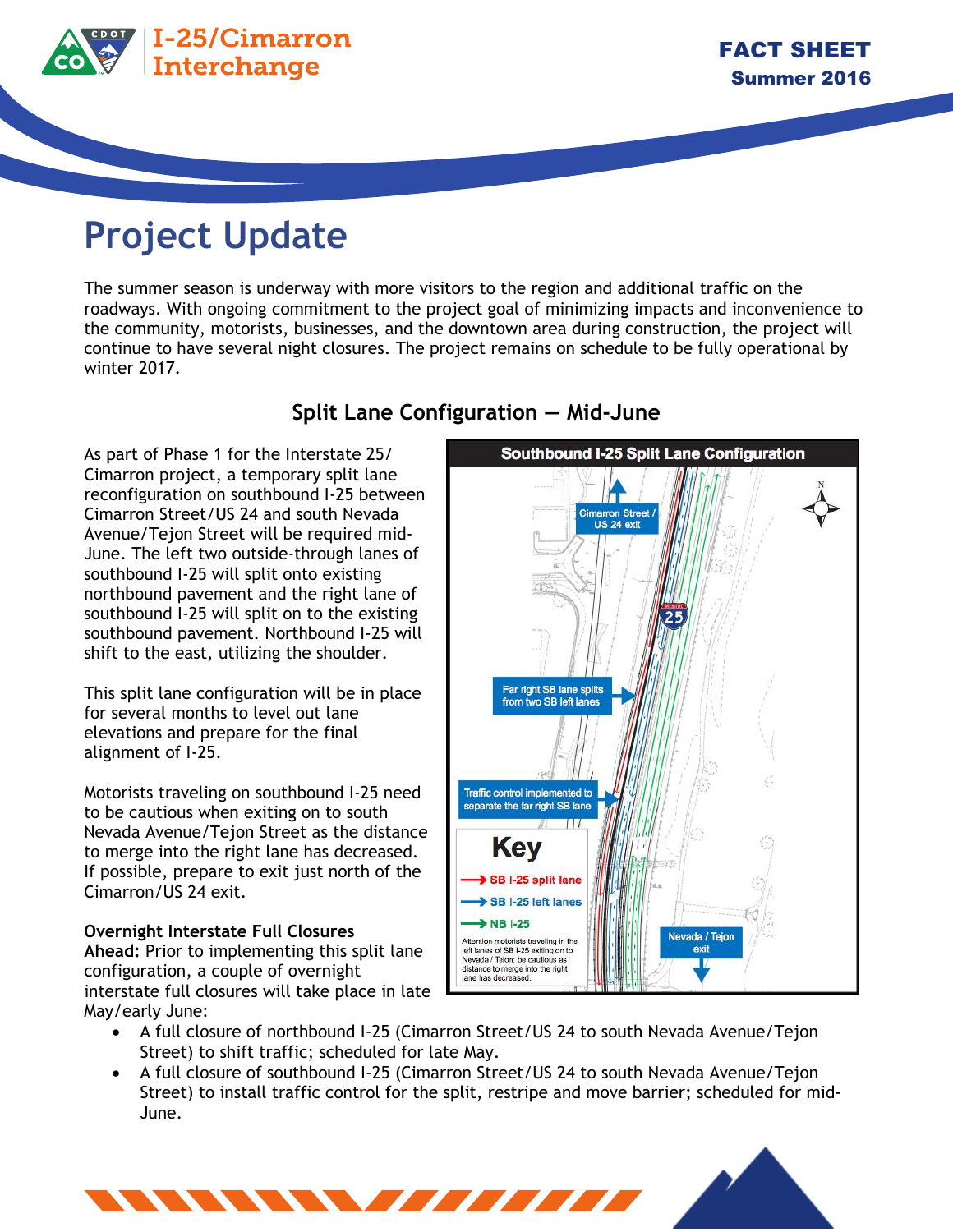# I-25/Cimarron Interchange

**FACT SHEET**
**Summer 2016**

## Project Update

The summer season is underway with more visitors to the region and additional traffic on the roadways. With ongoing commitment to the project goal of minimizing impacts and inconvenience to the community, motorists, businesses, and the downtown area during construction, the project will continue to have several night closures. The project remains on schedule to be fully operational by winter 2017.

### Split Lane Configuration — Mid-June

As part of Phase 1 for the Interstate 25/ Cimarron project, a temporary split lane reconfiguration on southbound I-25 between Cimarron Street/US 24 and south Nevada Avenue/Tejon Street will be required mid-June. The left two outside-through lanes of southbound I-25 will split onto existing northbound pavement and the right lane of southbound I-25 will split on to the existing southbound pavement. Northbound I-25 will shift to the east, utilizing the shoulder.

This split lane configuration will be in place for several months to level out lane elevations and prepare for the final alignment of I-25.

Motorists traveling on southbound I-25 need to be cautious when exiting on to south Nevada Avenue/Tejon Street as the distance to merge into the right lane has decreased. If possible, prepare to exit just north of the Cimarron/US 24 exit.

**Southbound I-25 Split Lane Configuration**

- Cimarron Street / US 24 exit
- Far right SB lane splits from two SB left lanes
- Traffic control implemented to separate the far right SB lane
- Nevada / Tejon exit

**Key**
- SB I-25 split lane
- SB I-25 left lanes
- NB I-25

Attention motorists traveling in the left lanes of SB I-25 exiting on to Nevada / Tejon: be cautious as distance to merge into the right lane has decreased.

**Overnight Interstate Full Closures Ahead:** Prior to implementing this split lane configuration, a couple of overnight interstate full closures will take place in late May/early June:

- A full closure of northbound I-25 (Cimarron Street/US 24 to south Nevada Avenue/Tejon Street) to shift traffic; scheduled for late May.
- A full closure of southbound I-25 (Cimarron Street/US 24 to south Nevada Avenue/Tejon Street) to install traffic control for the split, restripe and move barrier; scheduled for mid-June.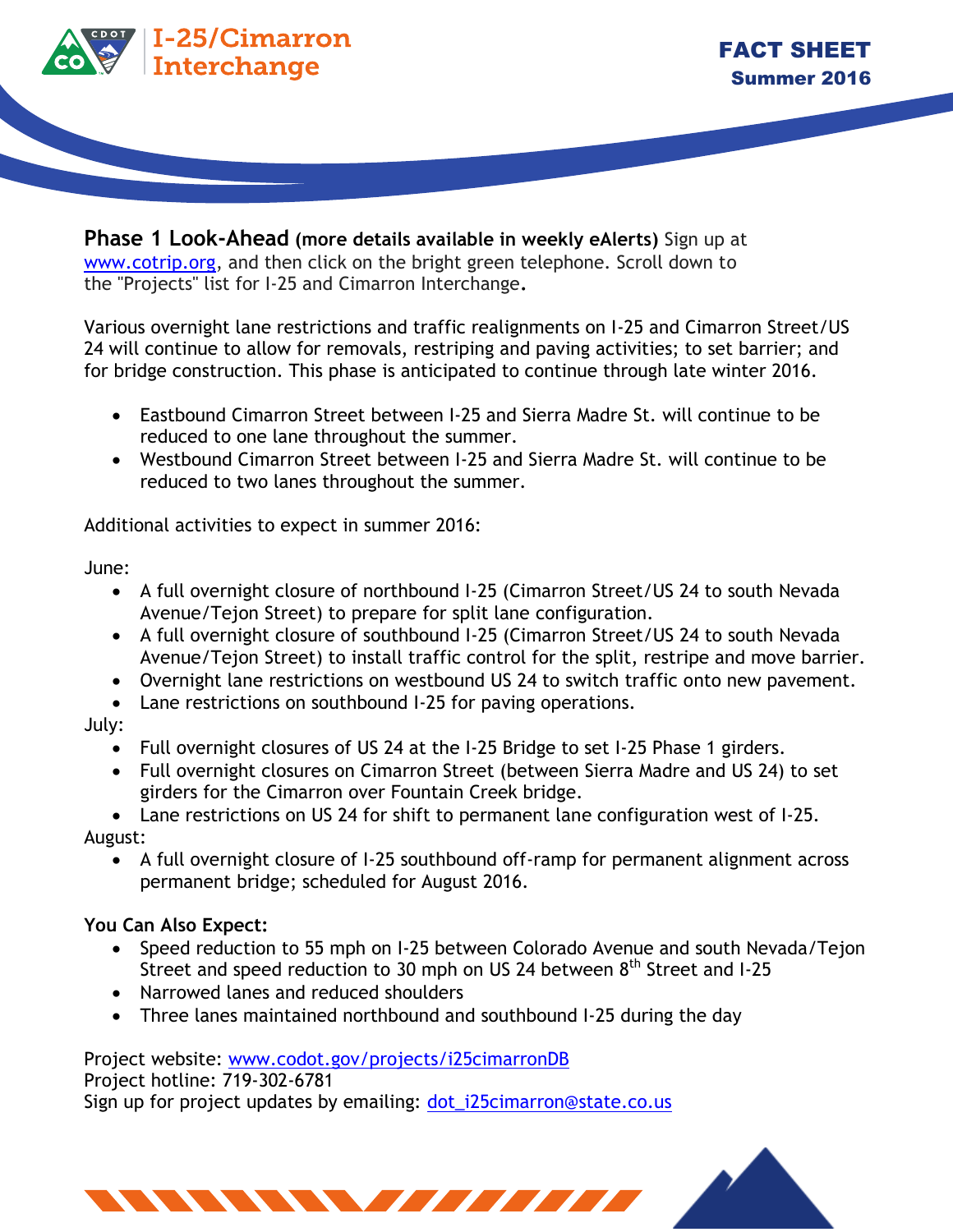# I-25/Cimarron Interchange

**FACT SHEET**
**Summer 2016**

**Phase 1 Look-Ahead (more details available in weekly eAlerts)** Sign up at [www.cotrip.org](http://www.cotrip.org), and then click on the bright green telephone. Scroll down to the "Projects" list for I-25 and Cimarron Interchange**.**

Various overnight lane restrictions and traffic realignments on I-25 and Cimarron Street/US 24 will continue to allow for removals, restriping and paving activities; to set barrier; and for bridge construction. This phase is anticipated to continue through late winter 2016.

- Eastbound Cimarron Street between I-25 and Sierra Madre St. will continue to be reduced to one lane throughout the summer.
- Westbound Cimarron Street between I-25 and Sierra Madre St. will continue to be reduced to two lanes throughout the summer.

Additional activities to expect in summer 2016:

June:

- A full overnight closure of northbound I-25 (Cimarron Street/US 24 to south Nevada Avenue/Tejon Street) to prepare for split lane configuration.
- A full overnight closure of southbound I-25 (Cimarron Street/US 24 to south Nevada Avenue/Tejon Street) to install traffic control for the split, restripe and move barrier.
- Overnight lane restrictions on westbound US 24 to switch traffic onto new pavement.
- Lane restrictions on southbound I-25 for paving operations.

July:

- Full overnight closures of US 24 at the I-25 Bridge to set I-25 Phase 1 girders.
- Full overnight closures on Cimarron Street (between Sierra Madre and US 24) to set girders for the Cimarron over Fountain Creek bridge.
- Lane restrictions on US 24 for shift to permanent lane configuration west of I-25.

August:

- A full overnight closure of I-25 southbound off-ramp for permanent alignment across permanent bridge; scheduled for August 2016.

**You Can Also Expect:**

- Speed reduction to 55 mph on I-25 between Colorado Avenue and south Nevada/Tejon Street and speed reduction to 30 mph on US 24 between 8th Street and I-25
- Narrowed lanes and reduced shoulders
- Three lanes maintained northbound and southbound I-25 during the day

Project website: [www.codot.gov/projects/i25cimarronDB](http://www.codot.gov/projects/i25cimarronDB)
Project hotline: 719-302-6781
Sign up for project updates by emailing: [dot_i25cimarron@state.co.us](mailto:dot_i25cimarron@state.co.us)